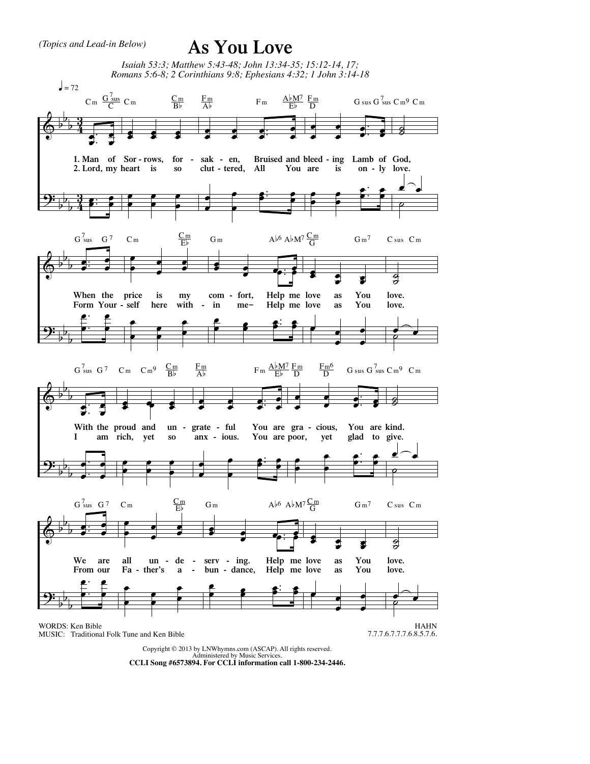*(Topics and Lead-in Below)*

# As You Love

*Isaiah 53:3; Matthew 5:43-48; John 13:34-35; 15:12-14, 17; Romans 5:6-8; 2 Corinthians 9:8; Ephesians 4:32; 1 John 3:14-18*

♩ = 72

1. Man of Sor - rows, for - sak - en, Bruised and bleed - ing Lamb of God,
When the price is my com - fort, Help me love as You love.
With the proud and un - grate - ful You are gra - cious, You are kind.
We are all un - de - serv - ing. Help me love as You love.

2. Lord, my heart is so clut - tered, All You are is on - ly love.
Form Your - self here with - in me– Help me love as You love.
I am rich, yet so anx - ious. You are poor, yet glad to give.
From our Fa - ther's a - bun - dance, Help me love as You love.

WORDS: Ken Bible
MUSIC: Traditional Folk Tune and Ken Bible

HAHN
7.7.7.6.7.7.7.6.8.5.7.6.

Copyright © 2013 by LNWhymns.com (ASCAP). All rights reserved.
Administered by Music Services.
**CCLI Song #6573894. For CCLI information call 1-800-234-2446.**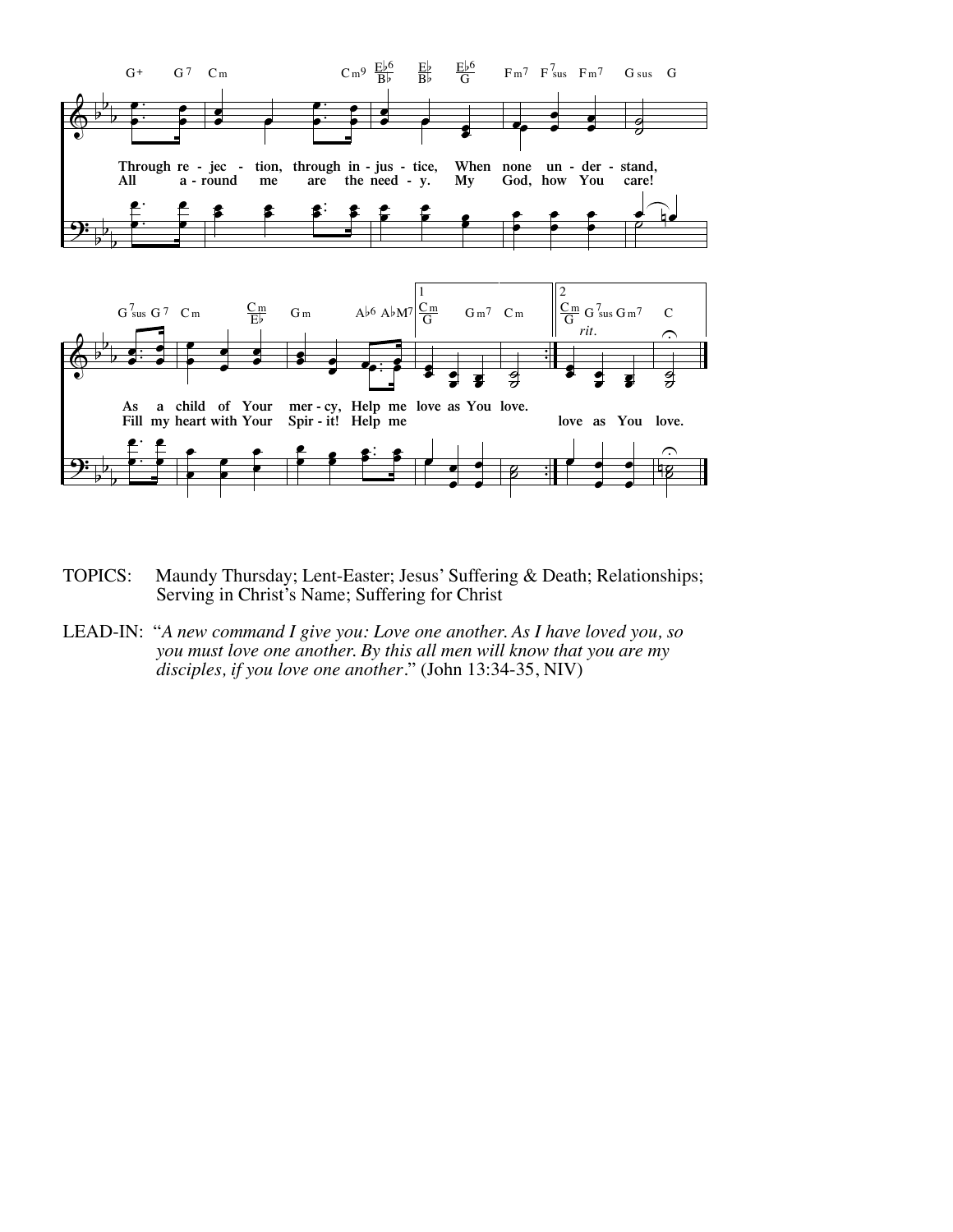Through re - jec - tion, through in - jus - tice, When none un - der - stand,
All a - round me are the need - y. My God, how You care!

As a child of Your mer - cy, Help me love as You love.
Fill my heart with Your Spir - it! Help me love as You love.

TOPICS: Maundy Thursday; Lent-Easter; Jesus' Suffering & Death; Relationships; Serving in Christ's Name; Suffering for Christ

LEAD-IN: "*A new command I give you: Love one another. As I have loved you, so you must love one another. By this all men will know that you are my disciples, if you love one another*." (John 13:34-35, NIV)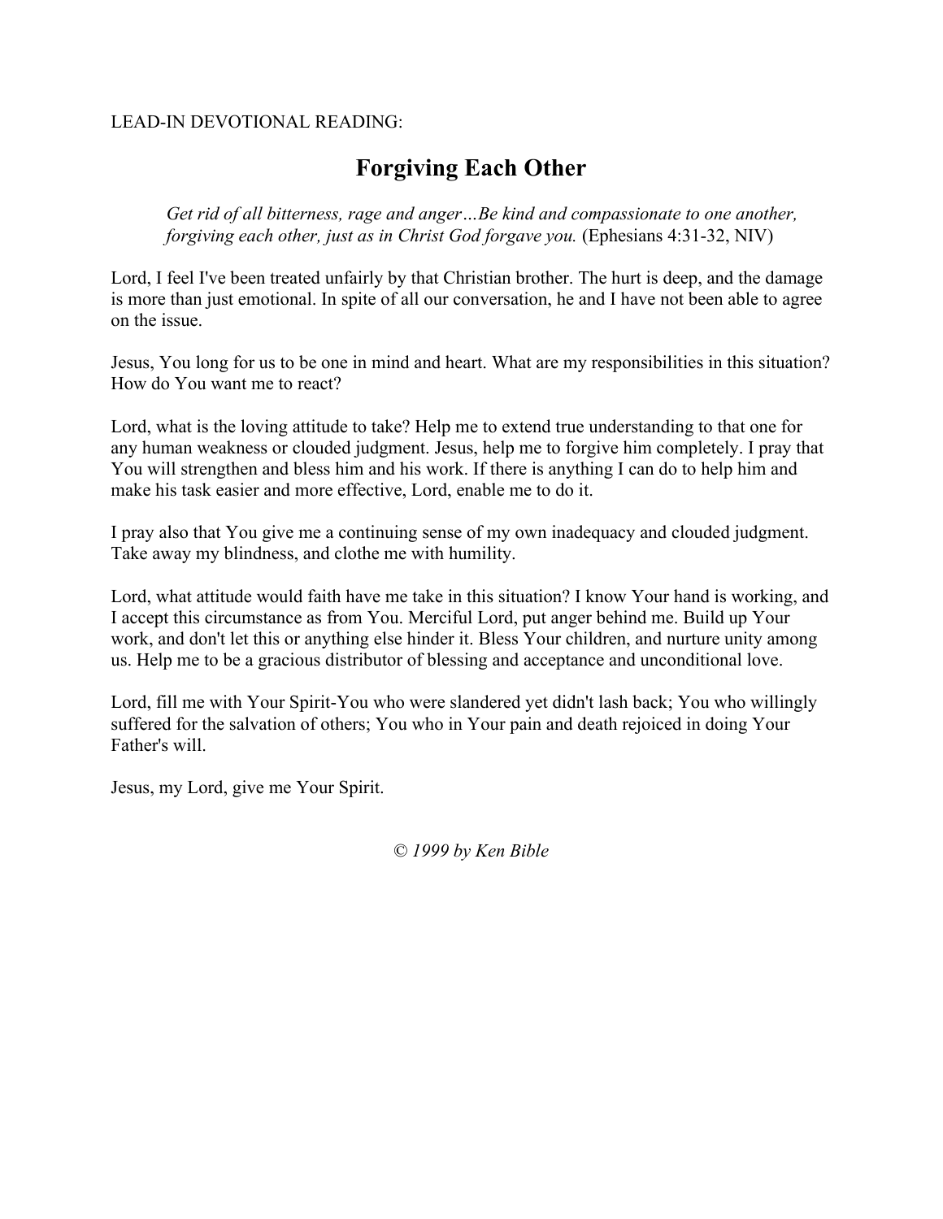LEAD-IN DEVOTIONAL READING:

# Forgiving Each Other

> *Get rid of all bitterness, rage and anger…Be kind and compassionate to one another, forgiving each other, just as in Christ God forgave you.* (Ephesians 4:31-32, NIV)

Lord, I feel I've been treated unfairly by that Christian brother. The hurt is deep, and the damage is more than just emotional. In spite of all our conversation, he and I have not been able to agree on the issue.

Jesus, You long for us to be one in mind and heart. What are my responsibilities in this situation? How do You want me to react?

Lord, what is the loving attitude to take? Help me to extend true understanding to that one for any human weakness or clouded judgment. Jesus, help me to forgive him completely. I pray that You will strengthen and bless him and his work. If there is anything I can do to help him and make his task easier and more effective, Lord, enable me to do it.

I pray also that You give me a continuing sense of my own inadequacy and clouded judgment. Take away my blindness, and clothe me with humility.

Lord, what attitude would faith have me take in this situation? I know Your hand is working, and I accept this circumstance as from You. Merciful Lord, put anger behind me. Build up Your work, and don't let this or anything else hinder it. Bless Your children, and nurture unity among us. Help me to be a gracious distributor of blessing and acceptance and unconditional love.

Lord, fill me with Your Spirit-You who were slandered yet didn't lash back; You who willingly suffered for the salvation of others; You who in Your pain and death rejoiced in doing Your Father's will.

Jesus, my Lord, give me Your Spirit.

*© 1999 by Ken Bible*